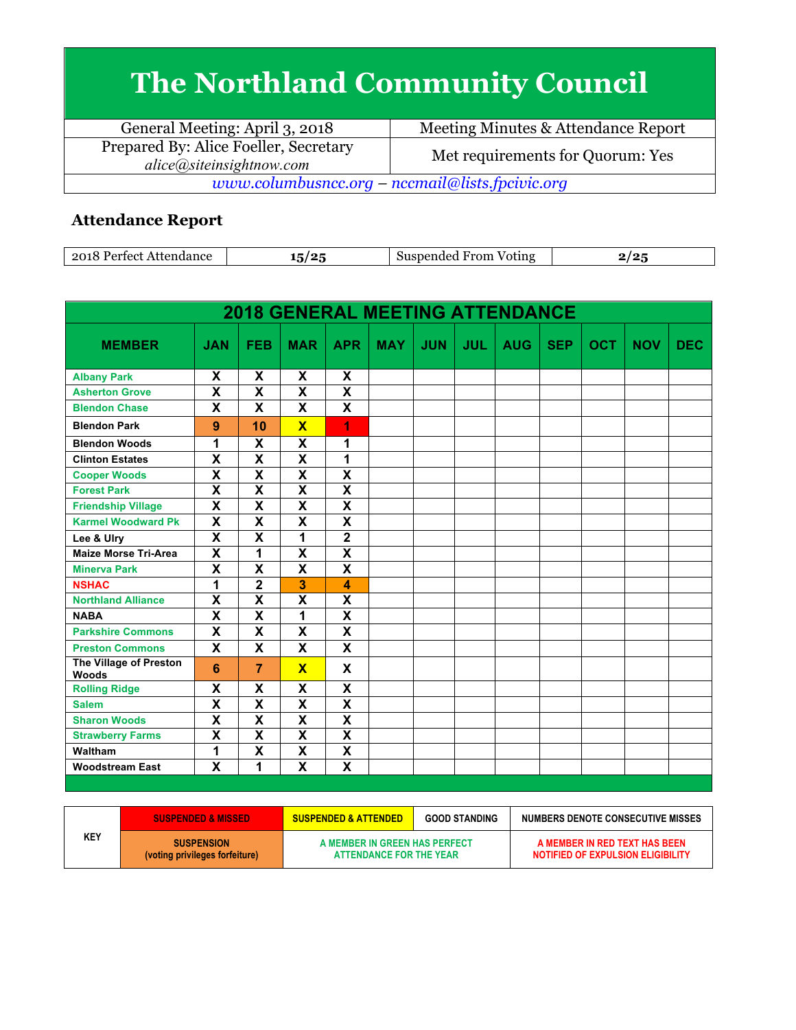# The Northland Community Council

| General Meeting: April 3, 2018 | Meeting Minutes & Attendance Report |
|---|---|
| Prepared By: Alice Foeller, Secretary *alice@siteinsightnow.com* | Met requirements for Quorum: Yes |

*www.columbusncc.org – nccmail@lists.fpcivic.org*

## Attendance Report

| 2018 Perfect Attendance | 15/25 | Suspended From Voting | 2/25 |
|---|---|---|---|

**2018 GENERAL MEETING ATTENDANCE**

| MEMBER | JAN | FEB | MAR | APR | MAY | JUN | JUL | AUG | SEP | OCT | NOV | DEC |
|---|---|---|---|---|---|---|---|---|---|---|---|---|
| Albany Park | X | X | X | X | | | | | | | | |
| Asherton Grove | X | X | X | X | | | | | | | | |
| Blendon Chase | X | X | X | X | | | | | | | | |
| Blendon Park | 9 | 10 | X | 1 | | | | | | | | |
| Blendon Woods | 1 | X | X | 1 | | | | | | | | |
| Clinton Estates | X | X | X | 1 | | | | | | | | |
| Cooper Woods | X | X | X | X | | | | | | | | |
| Forest Park | X | X | X | X | | | | | | | | |
| Friendship Village | X | X | X | X | | | | | | | | |
| Karmel Woodward Pk | X | X | X | X | | | | | | | | |
| Lee & Ulry | X | X | 1 | 2 | | | | | | | | |
| Maize Morse Tri-Area | X | 1 | X | X | | | | | | | | |
| Minerva Park | X | X | X | X | | | | | | | | |
| NSHAC | 1 | 2 | 3 | 4 | | | | | | | | |
| Northland Alliance | X | X | X | X | | | | | | | | |
| NABA | X | X | 1 | X | | | | | | | | |
| Parkshire Commons | X | X | X | X | | | | | | | | |
| Preston Commons | X | X | X | X | | | | | | | | |
| The Village of Preston Woods | 6 | 7 | X | X | | | | | | | | |
| Rolling Ridge | X | X | X | X | | | | | | | | |
| Salem | X | X | X | X | | | | | | | | |
| Sharon Woods | X | X | X | X | | | | | | | | |
| Strawberry Farms | X | X | X | X | | | | | | | | |
| Waltham | 1 | X | X | X | | | | | | | | |
| Woodstream East | X | 1 | X | X | | | | | | | | |

| KEY | | | | |
|---|---|---|---|---|
| | SUSPENDED & MISSED | SUSPENDED & ATTENDED | GOOD STANDING | NUMBERS DENOTE CONSECUTIVE MISSES |
| | SUSPENSION (voting privileges forfeiture) | A MEMBER IN GREEN HAS PERFECT ATTENDANCE FOR THE YEAR | | A MEMBER IN RED TEXT HAS BEEN NOTIFIED OF EXPULSION ELIGIBILITY |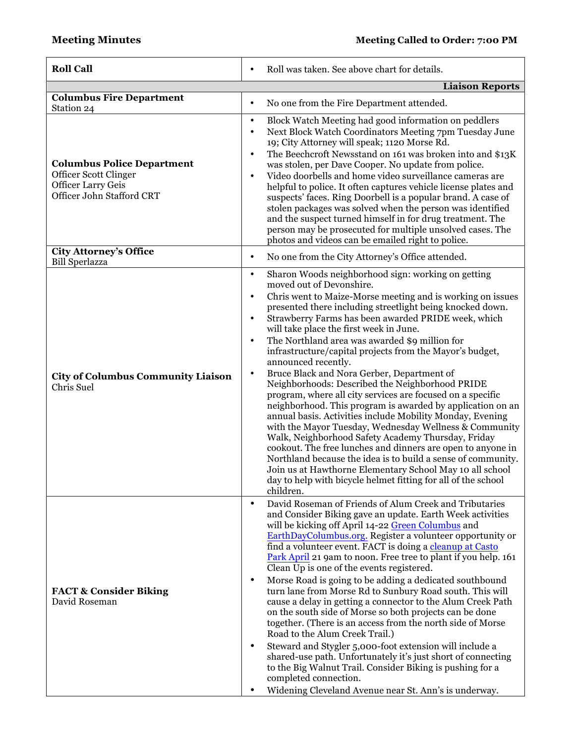**Meeting Minutes** **Meeting Called to Order: 7:00 PM**

| | |
|---|---|
| **Roll Call** | • Roll was taken. See above chart for details. |
| | **Liaison Reports** |
| **Columbus Fire Department**<br>Station 24 | • No one from the Fire Department attended. |
| **Columbus Police Department**<br>Officer Scott Clinger<br>Officer Larry Geis<br>Officer John Stafford CRT | • Block Watch Meeting had good information on peddlers<br>• Next Block Watch Coordinators Meeting 7pm Tuesday June 19; City Attorney will speak; 1120 Morse Rd.<br>• The Beechcroft Newsstand on 161 was broken into and $13K was stolen, per Dave Cooper. No update from police.<br>• Video doorbells and home video surveillance cameras are helpful to police. It often captures vehicle license plates and suspects' faces. Ring Doorbell is a popular brand. A case of stolen packages was solved when the person was identified and the suspect turned himself in for drug treatment. The person may be prosecuted for multiple unsolved cases. The photos and videos can be emailed right to police. |
| **City Attorney's Office**<br>Bill Sperlazza | • No one from the City Attorney's Office attended. |
| **City of Columbus Community Liaison**<br>Chris Suel | • Sharon Woods neighborhood sign: working on getting moved out of Devonshire.<br>• Chris went to Maize-Morse meeting and is working on issues presented there including streetlight being knocked down.<br>• Strawberry Farms has been awarded PRIDE week, which will take place the first week in June.<br>• The Northland area was awarded $9 million for infrastructure/capital projects from the Mayor's budget, announced recently.<br>• Bruce Black and Nora Gerber, Department of Neighborhoods: Described the Neighborhood PRIDE program, where all city services are focused on a specific neighborhood. This program is awarded by application on an annual basis. Activities include Mobility Monday, Evening with the Mayor Tuesday, Wednesday Wellness & Community Walk, Neighborhood Safety Academy Thursday, Friday cookout. The free lunches and dinners are open to anyone in Northland because the idea is to build a sense of community. Join us at Hawthorne Elementary School May 10 all school day to help with bicycle helmet fitting for all of the school children. |
| **FACT & Consider Biking**<br>David Roseman | • David Roseman of Friends of Alum Creek and Tributaries and Consider Biking gave an update. Earth Week activities will be kicking off April 14-22 Green Columbus and EarthDayColumbus.org. Register a volunteer opportunity or find a volunteer event. FACT is doing a cleanup at Casto Park April 21 9am to noon. Free tree to plant if you help. 161 Clean Up is one of the events registered.<br>• Morse Road is going to be adding a dedicated southbound turn lane from Morse Rd to Sunbury Road south. This will cause a delay in getting a connector to the Alum Creek Path on the south side of Morse so both projects can be done together. (There is an access from the north side of Morse Road to the Alum Creek Trail.)<br>• Steward and Stygler 5,000-foot extension will include a shared-use path. Unfortunately it's just short of connecting to the Big Walnut Trail. Consider Biking is pushing for a completed connection.<br>• Widening Cleveland Avenue near St. Ann's is underway. |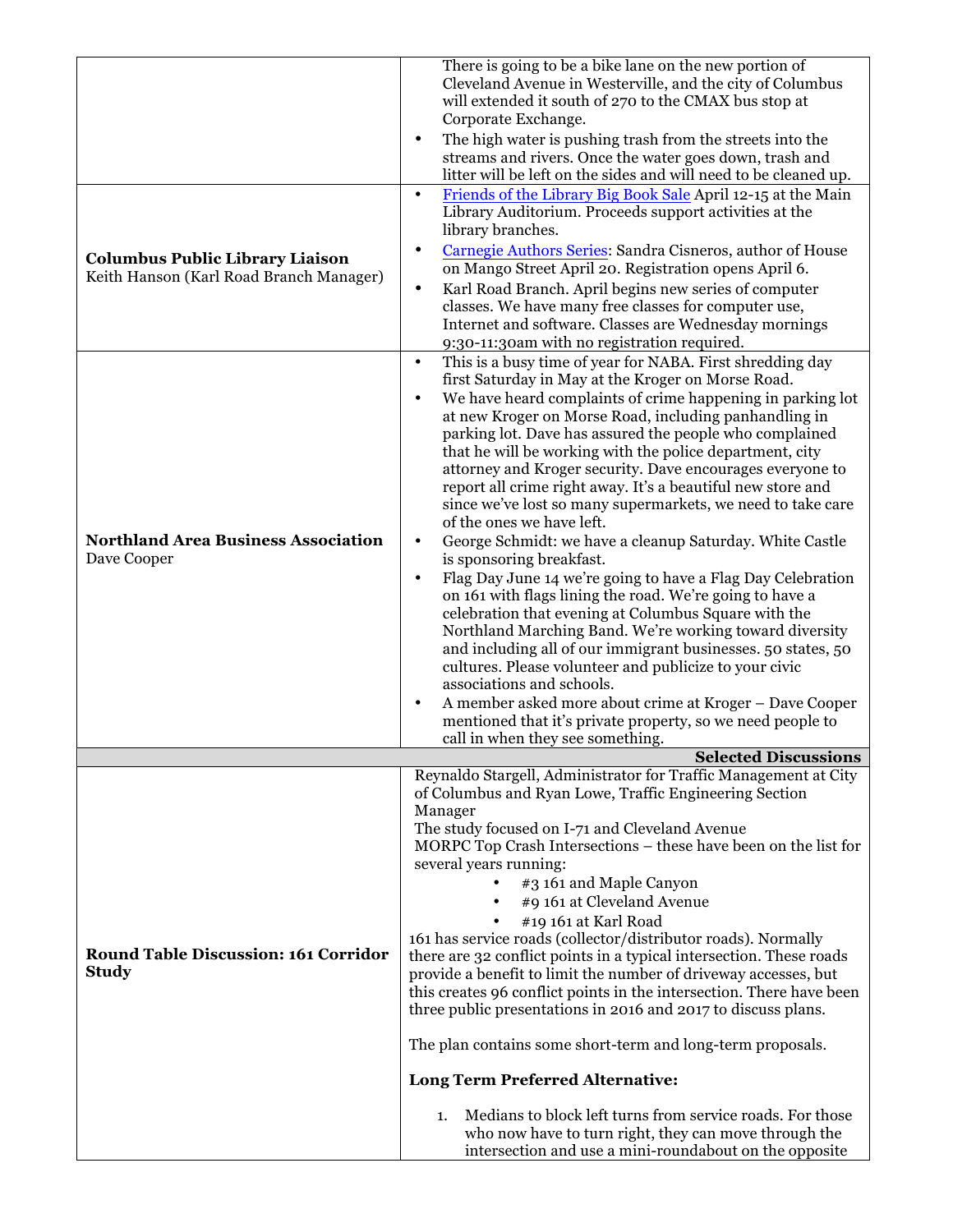| | |
|---|---|
| | There is going to be a bike lane on the new portion of Cleveland Avenue in Westerville, and the city of Columbus will extended it south of 270 to the CMAX bus stop at Corporate Exchange.<br>• The high water is pushing trash from the streets into the streams and rivers. Once the water goes down, trash and litter will be left on the sides and will need to be cleaned up. |
| **Columbus Public Library Liaison**<br>Keith Hanson (Karl Road Branch Manager) | • Friends of the Library Big Book Sale April 12-15 at the Main Library Auditorium. Proceeds support activities at the library branches.<br>• Carnegie Authors Series: Sandra Cisneros, author of House on Mango Street April 20. Registration opens April 6.<br>• Karl Road Branch. April begins new series of computer classes. We have many free classes for computer use, Internet and software. Classes are Wednesday mornings 9:30-11:30am with no registration required. |
| **Northland Area Business Association**<br>Dave Cooper | • This is a busy time of year for NABA. First shredding day first Saturday in May at the Kroger on Morse Road.<br>• We have heard complaints of crime happening in parking lot at new Kroger on Morse Road, including panhandling in parking lot. Dave has assured the people who complained that he will be working with the police department, city attorney and Kroger security. Dave encourages everyone to report all crime right away. It's a beautiful new store and since we've lost so many supermarkets, we need to take care of the ones we have left.<br>• George Schmidt: we have a cleanup Saturday. White Castle is sponsoring breakfast.<br>• Flag Day June 14 we're going to have a Flag Day Celebration on 161 with flags lining the road. We're going to have a celebration that evening at Columbus Square with the Northland Marching Band. We're working toward diversity and including all of our immigrant businesses. 50 states, 50 cultures. Please volunteer and publicize to your civic associations and schools.<br>• A member asked more about crime at Kroger – Dave Cooper mentioned that it's private property, so we need people to call in when they see something. |
| | **Selected Discussions** |
| **Round Table Discussion: 161 Corridor Study** | Reynaldo Stargell, Administrator for Traffic Management at City of Columbus and Ryan Lowe, Traffic Engineering Section Manager<br>The study focused on I-71 and Cleveland Avenue<br>MORPC Top Crash Intersections – these have been on the list for several years running:<br>• #3 161 and Maple Canyon<br>• #9 161 at Cleveland Avenue<br>• #19 161 at Karl Road<br>161 has service roads (collector/distributor roads). Normally there are 32 conflict points in a typical intersection. These roads provide a benefit to limit the number of driveway accesses, but this creates 96 conflict points in the intersection. There have been three public presentations in 2016 and 2017 to discuss plans.<br><br>The plan contains some short-term and long-term proposals.<br><br>**Long Term Preferred Alternative:**<br><br>1. Medians to block left turns from service roads. For those who now have to turn right, they can move through the intersection and use a mini-roundabout on the opposite |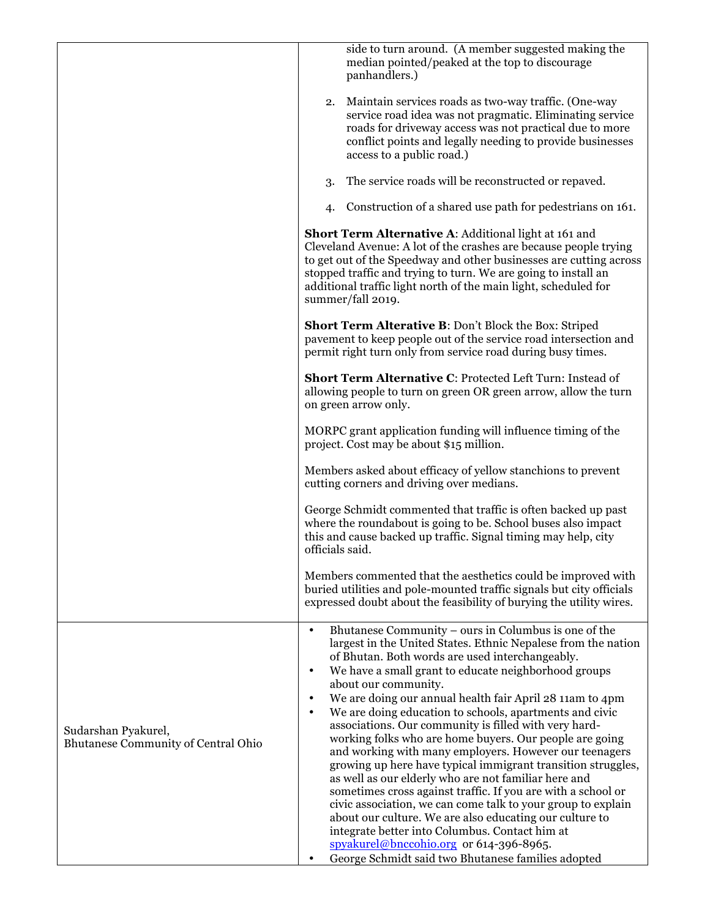| | |
|---|---|
| | side to turn around. (A member suggested making the median pointed/peaked at the top to discourage panhandlers.)<br><br>2. Maintain services roads as two-way traffic. (One-way service road idea was not pragmatic. Eliminating service roads for driveway access was not practical due to more conflict points and legally needing to provide businesses access to a public road.)<br><br>3. The service roads will be reconstructed or repaved.<br><br>4. Construction of a shared use path for pedestrians on 161.<br><br>**Short Term Alternative A**: Additional light at 161 and Cleveland Avenue: A lot of the crashes are because people trying to get out of the Speedway and other businesses are cutting across stopped traffic and trying to turn. We are going to install an additional traffic light north of the main light, scheduled for summer/fall 2019.<br><br>**Short Term Alterative B**: Don't Block the Box: Striped pavement to keep people out of the service road intersection and permit right turn only from service road during busy times.<br><br>**Short Term Alternative C**: Protected Left Turn: Instead of allowing people to turn on green OR green arrow, allow the turn on green arrow only.<br><br>MORPC grant application funding will influence timing of the project. Cost may be about $15 million.<br><br>Members asked about efficacy of yellow stanchions to prevent cutting corners and driving over medians.<br><br>George Schmidt commented that traffic is often backed up past where the roundabout is going to be. School buses also impact this and cause backed up traffic. Signal timing may help, city officials said.<br><br>Members commented that the aesthetics could be improved with buried utilities and pole-mounted traffic signals but city officials expressed doubt about the feasibility of burying the utility wires. |
| Sudarshan Pyakurel,<br>Bhutanese Community of Central Ohio | • Bhutanese Community – ours in Columbus is one of the largest in the United States. Ethnic Nepalese from the nation of Bhutan. Both words are used interchangeably.<br>• We have a small grant to educate neighborhood groups about our community.<br>• We are doing our annual health fair April 28 11am to 4pm<br>• We are doing education to schools, apartments and civic associations. Our community is filled with very hard-working folks who are home buyers. Our people are going and working with many employers. However our teenagers growing up here have typical immigrant transition struggles, as well as our elderly who are not familiar here and sometimes cross against traffic. If you are with a school or civic association, we can come talk to your group to explain about our culture. We are also educating our culture to integrate better into Columbus. Contact him at spyakurel@bnccohio.org or 614-396-8965.<br>• George Schmidt said two Bhutanese families adopted |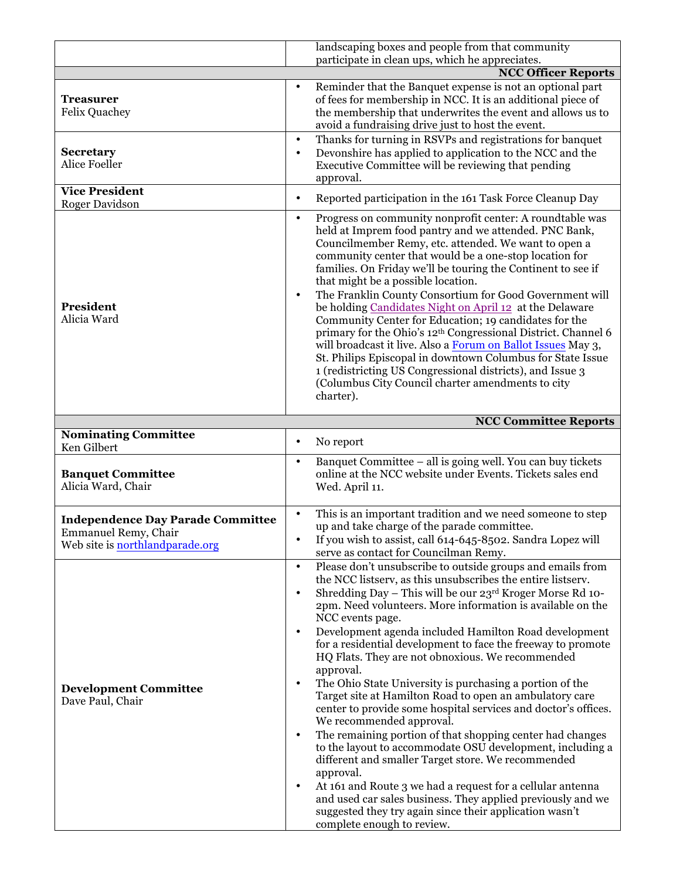| | |
|---|---|
| | landscaping boxes and people from that community participate in clean ups, which he appreciates. |
| | **NCC Officer Reports** |
| **Treasurer**<br>Felix Quachey | • Reminder that the Banquet expense is not an optional part of fees for membership in NCC. It is an additional piece of the membership that underwrites the event and allows us to avoid a fundraising drive just to host the event. |
| **Secretary**<br>Alice Foeller | • Thanks for turning in RSVPs and registrations for banquet<br>• Devonshire has applied to application to the NCC and the Executive Committee will be reviewing that pending approval. |
| **Vice President**<br>Roger Davidson | • Reported participation in the 161 Task Force Cleanup Day |
| **President**<br>Alicia Ward | • Progress on community nonprofit center: A roundtable was held at Imprem food pantry and we attended. PNC Bank, Councilmember Remy, etc. attended. We want to open a community center that would be a one-stop location for families. On Friday we'll be touring the Continent to see if that might be a possible location.<br>• The Franklin County Consortium for Good Government will be holding Candidates Night on April 12 at the Delaware Community Center for Education; 19 candidates for the primary for the Ohio's 12th Congressional District. Channel 6 will broadcast it live. Also a Forum on Ballot Issues May 3, St. Philips Episcopal in downtown Columbus for State Issue 1 (redistricting US Congressional districts), and Issue 3 (Columbus City Council charter amendments to city charter). |
| | **NCC Committee Reports** |
| **Nominating Committee**<br>Ken Gilbert | • No report |
| **Banquet Committee**<br>Alicia Ward, Chair | • Banquet Committee – all is going well. You can buy tickets online at the NCC website under Events. Tickets sales end Wed. April 11. |
| **Independence Day Parade Committee**<br>Emmanuel Remy, Chair<br>Web site is northlandparade.org | • This is an important tradition and we need someone to step up and take charge of the parade committee.<br>• If you wish to assist, call 614-645-8502. Sandra Lopez will serve as contact for Councilman Remy. |
| **Development Committee**<br>Dave Paul, Chair | • Please don't unsubscribe to outside groups and emails from the NCC listserv, as this unsubscribes the entire listserv.<br>• Shredding Day – This will be our 23rd Kroger Morse Rd 10-2pm. Need volunteers. More information is available on the NCC events page.<br>• Development agenda included Hamilton Road development for a residential development to face the freeway to promote HQ Flats. They are not obnoxious. We recommended approval.<br>• The Ohio State University is purchasing a portion of the Target site at Hamilton Road to open an ambulatory care center to provide some hospital services and doctor's offices. We recommended approval.<br>• The remaining portion of that shopping center had changes to the layout to accommodate OSU development, including a different and smaller Target store. We recommended approval.<br>• At 161 and Route 3 we had a request for a cellular antenna and used car sales business. They applied previously and we suggested they try again since their application wasn't complete enough to review. |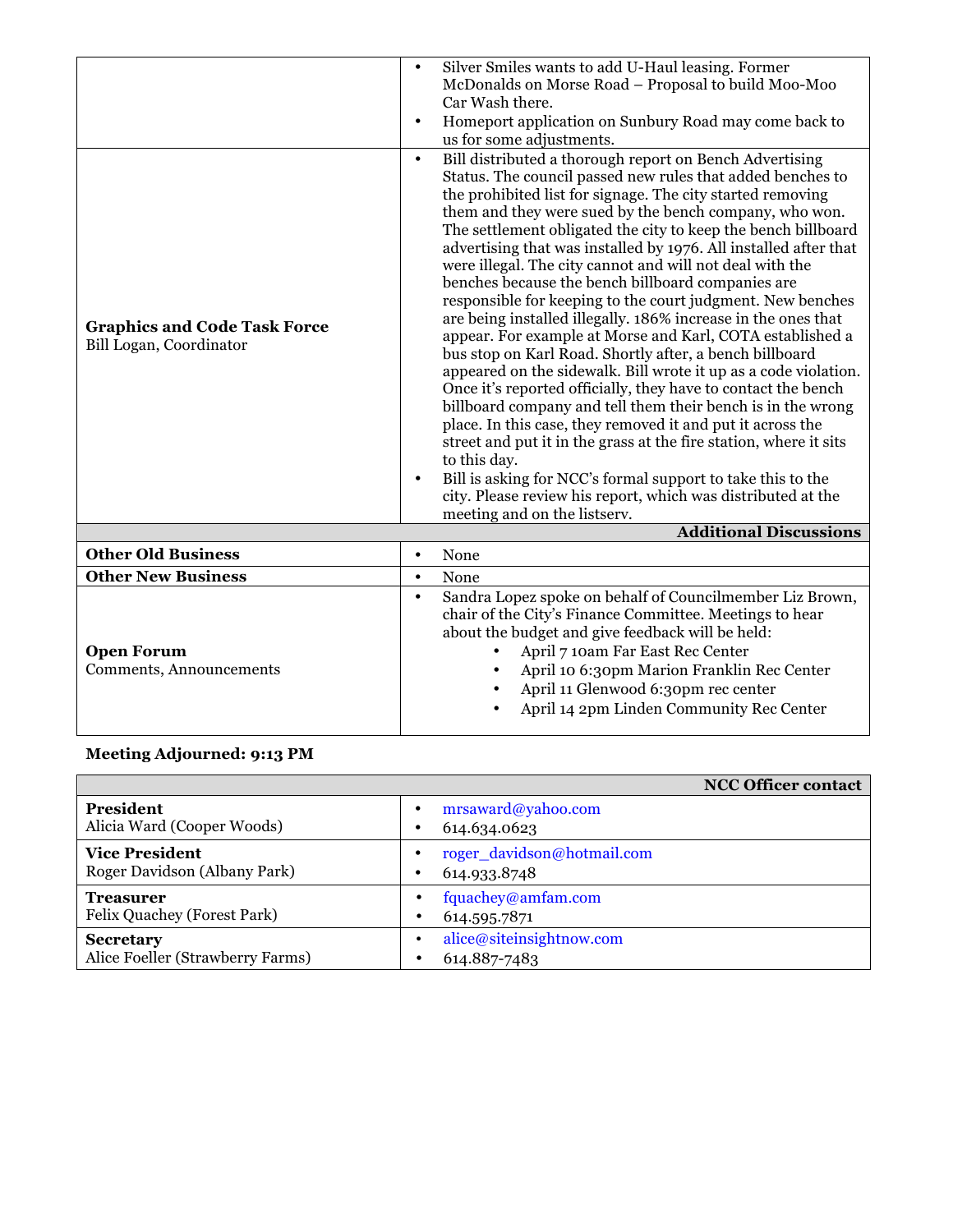| | |
|---|---|
| | • Silver Smiles wants to add U-Haul leasing. Former McDonalds on Morse Road – Proposal to build Moo-Moo Car Wash there.<br>• Homeport application on Sunbury Road may come back to us for some adjustments. |
| **Graphics and Code Task Force**<br>Bill Logan, Coordinator | • Bill distributed a thorough report on Bench Advertising Status. The council passed new rules that added benches to the prohibited list for signage. The city started removing them and they were sued by the bench company, who won. The settlement obligated the city to keep the bench billboard advertising that was installed by 1976. All installed after that were illegal. The city cannot and will not deal with the benches because the bench billboard companies are responsible for keeping to the court judgment. New benches are being installed illegally. 186% increase in the ones that appear. For example at Morse and Karl, COTA established a bus stop on Karl Road. Shortly after, a bench billboard appeared on the sidewalk. Bill wrote it up as a code violation. Once it's reported officially, they have to contact the bench billboard company and tell them their bench is in the wrong place. In this case, they removed it and put it across the street and put it in the grass at the fire station, where it sits to this day.<br>• Bill is asking for NCC's formal support to take this to the city. Please review his report, which was distributed at the meeting and on the listserv. |
| | **Additional Discussions** |
| **Other Old Business** | • None |
| **Other New Business** | • None |
| **Open Forum**<br>Comments, Announcements | • Sandra Lopez spoke on behalf of Councilmember Liz Brown, chair of the City's Finance Committee. Meetings to hear about the budget and give feedback will be held:<br>&nbsp;&nbsp;&nbsp;&nbsp;• April 7 10am Far East Rec Center<br>&nbsp;&nbsp;&nbsp;&nbsp;• April 10 6:30pm Marion Franklin Rec Center<br>&nbsp;&nbsp;&nbsp;&nbsp;• April 11 Glenwood 6:30pm rec center<br>&nbsp;&nbsp;&nbsp;&nbsp;• April 14 2pm Linden Community Rec Center |

**Meeting Adjourned: 9:13 PM**

| | **NCC Officer contact** |
|---|---|
| **President**<br>Alicia Ward (Cooper Woods) | • mrsaward@yahoo.com<br>• 614.634.0623 |
| **Vice President**<br>Roger Davidson (Albany Park) | • roger_davidson@hotmail.com<br>• 614.933.8748 |
| **Treasurer**<br>Felix Quachey (Forest Park) | • fquachey@amfam.com<br>• 614.595.7871 |
| **Secretary**<br>Alice Foeller (Strawberry Farms) | • alice@siteinsightnow.com<br>• 614.887-7483 |